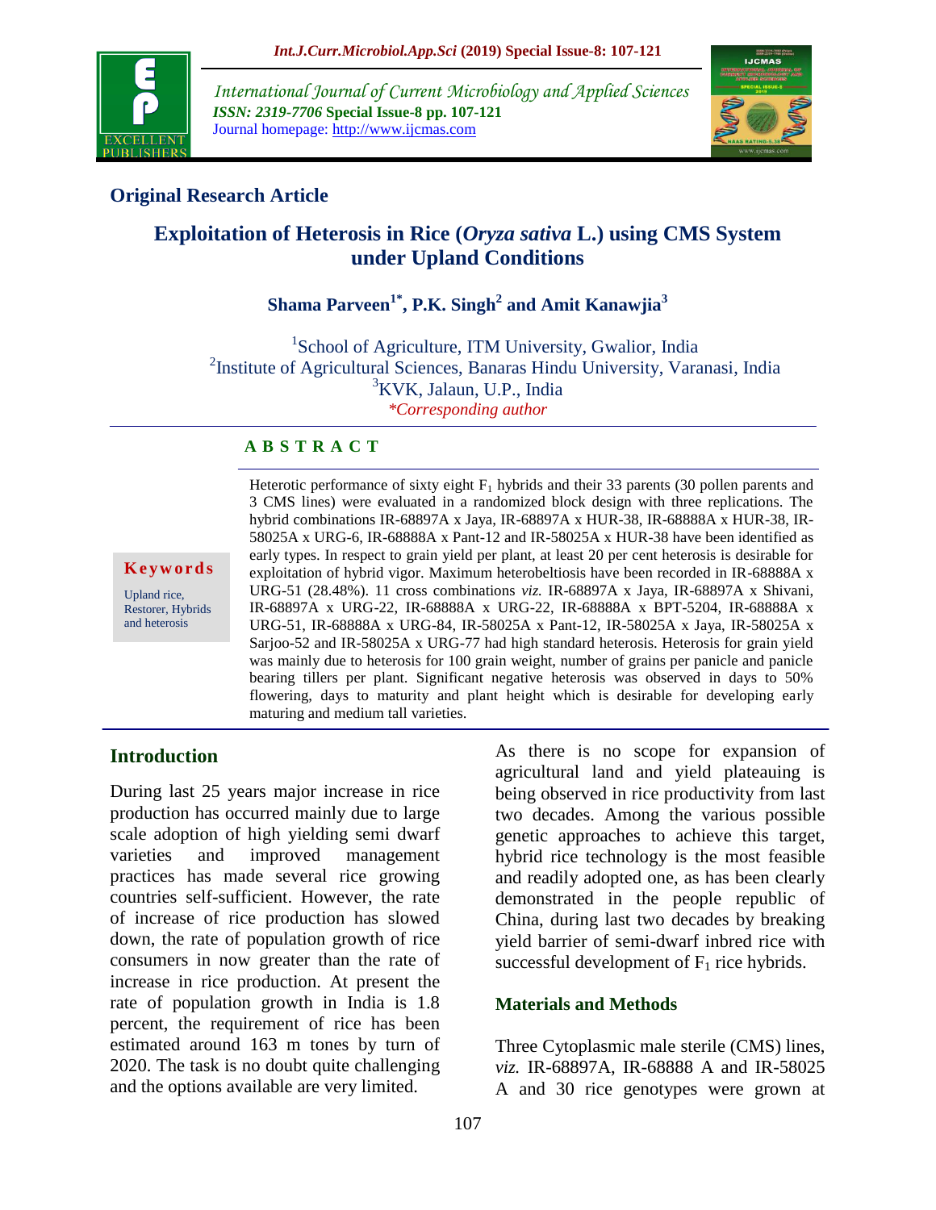## Original Research Article

# Exploitation of Heterosis in Rice (*Oryza sativa* L.) using CMS System under Upland Conditions

**Shama Parveen[1*], P.K. Singh[2] and Amit Kanawjia[3]**

[1]School of Agriculture, ITM University, Gwalior, India
[2]Institute of Agricultural Sciences, Banaras Hindu University, Varanasi, India
[3]KVK, Jalaun, U.P., India
*Corresponding author

### ABSTRACT

**Keywords**

Upland rice, Restorer, Hybrids and heterosis

Heterotic performance of sixty eight $F_1$ hybrids and their 33 parents (30 pollen parents and 3 CMS lines) were evaluated in a randomized block design with three replications. The hybrid combinations IR-68897A x Jaya, IR-68897A x HUR-38, IR-68888A x HUR-38, IR-58025A x URG-6, IR-68888A x Pant-12 and IR-58025A x HUR-38 have been identified as early types. In respect to grain yield per plant, at least 20 per cent heterosis is desirable for exploitation of hybrid vigor. Maximum heterobeltiosis have been recorded in IR-68888A x URG-51 (28.48%). 11 cross combinations *viz.* IR-68897A x Jaya, IR-68897A x Shivani, IR-68897A x URG-22, IR-68888A x URG-22, IR-68888A x BPT-5204, IR-68888A x URG-51, IR-68888A x URG-84, IR-58025A x Pant-12, IR-58025A x Jaya, IR-58025A x Sarjoo-52 and IR-58025A x URG-77 had high standard heterosis. Heterosis for grain yield was mainly due to heterosis for 100 grain weight, number of grains per panicle and panicle bearing tillers per plant. Significant negative heterosis was observed in days to 50% flowering, days to maturity and plant height which is desirable for developing early maturing and medium tall varieties.

## Introduction

During last 25 years major increase in rice production has occurred mainly due to large scale adoption of high yielding semi dwarf varieties and improved management practices has made several rice growing countries self-sufficient. However, the rate of increase of rice production has slowed down, the rate of population growth of rice consumers in now greater than the rate of increase in rice production. At present the rate of population growth in India is 1.8 percent, the requirement of rice has been estimated around 163 m tones by turn of 2020. The task is no doubt quite challenging and the options available are very limited.

As there is no scope for expansion of agricultural land and yield plateauing is being observed in rice productivity from last two decades. Among the various possible genetic approaches to achieve this target, hybrid rice technology is the most feasible and readily adopted one, as has been clearly demonstrated in the people republic of China, during last two decades by breaking yield barrier of semi-dwarf inbred rice with successful development of $F_1$ rice hybrids.

## Materials and Methods

Three Cytoplasmic male sterile (CMS) lines, *viz.* IR-68897A, IR-68888 A and IR-58025 A and 30 rice genotypes were grown at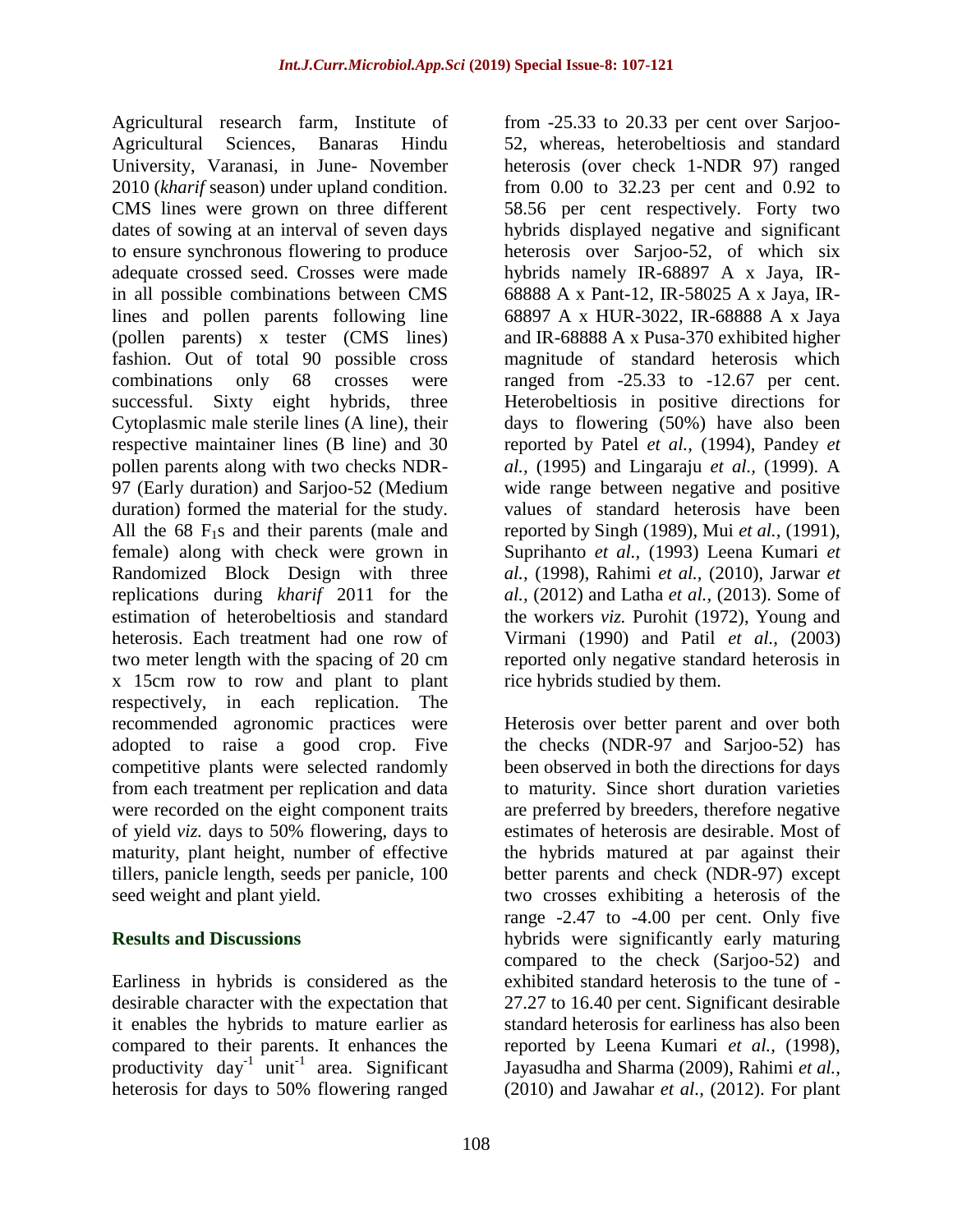Agricultural research farm, Institute of Agricultural Sciences, Banaras Hindu University, Varanasi, in June- November 2010 (*kharif* season) under upland condition. CMS lines were grown on three different dates of sowing at an interval of seven days to ensure synchronous flowering to produce adequate crossed seed. Crosses were made in all possible combinations between CMS lines and pollen parents following line (pollen parents) x tester (CMS lines) fashion. Out of total 90 possible cross combinations only 68 crosses were successful. Sixty eight hybrids, three Cytoplasmic male sterile lines (A line), their respective maintainer lines (B line) and 30 pollen parents along with two checks NDR-97 (Early duration) and Sarjoo-52 (Medium duration) formed the material for the study. All the 68 $F_1$s and their parents (male and female) along with check were grown in Randomized Block Design with three replications during *kharif* 2011 for the estimation of heterobeltiosis and standard heterosis. Each treatment had one row of two meter length with the spacing of 20 cm x 15cm row to row and plant to plant respectively, in each replication. The recommended agronomic practices were adopted to raise a good crop. Five competitive plants were selected randomly from each treatment per replication and data were recorded on the eight component traits of yield *viz.* days to 50% flowering, days to maturity, plant height, number of effective tillers, panicle length, seeds per panicle, 100 seed weight and plant yield.

## Results and Discussions

Earliness in hybrids is considered as the desirable character with the expectation that it enables the hybrids to mature earlier as compared to their parents. It enhances the productivity $day^{-1}$ $unit^{-1}$ area. Significant heterosis for days to 50% flowering ranged from -25.33 to 20.33 per cent over Sarjoo-52, whereas, heterobeltiosis and standard heterosis (over check 1-NDR 97) ranged from 0.00 to 32.23 per cent and 0.92 to 58.56 per cent respectively. Forty two hybrids displayed negative and significant heterosis over Sarjoo-52, of which six hybrids namely IR-68897 A x Jaya, IR-68888 A x Pant-12, IR-58025 A x Jaya, IR-68897 A x HUR-3022, IR-68888 A x Jaya and IR-68888 A x Pusa-370 exhibited higher magnitude of standard heterosis which ranged from -25.33 to -12.67 per cent. Heterobeltiosis in positive directions for days to flowering (50%) have also been reported by Patel *et al.,* (1994), Pandey *et al.,* (1995) and Lingaraju *et al.,* (1999). A wide range between negative and positive values of standard heterosis have been reported by Singh (1989), Mui *et al.,* (1991), Suprihanto *et al.,* (1993) Leena Kumari *et al.,* (1998), Rahimi *et al.,* (2010), Jarwar *et al.,* (2012) and Latha *et al.,* (2013). Some of the workers *viz.* Purohit (1972), Young and Virmani (1990) and Patil *et al.,* (2003) reported only negative standard heterosis in rice hybrids studied by them.

Heterosis over better parent and over both the checks (NDR-97 and Sarjoo-52) has been observed in both the directions for days to maturity. Since short duration varieties are preferred by breeders, therefore negative estimates of heterosis are desirable. Most of the hybrids matured at par against their better parents and check (NDR-97) except two crosses exhibiting a heterosis of the range -2.47 to -4.00 per cent. Only five hybrids were significantly early maturing compared to the check (Sarjoo-52) and exhibited standard heterosis to the tune of -27.27 to 16.40 per cent. Significant desirable standard heterosis for earliness has also been reported by Leena Kumari *et al.,* (1998), Jayasudha and Sharma (2009), Rahimi *et al.,* (2010) and Jawahar *et al.,* (2012). For plant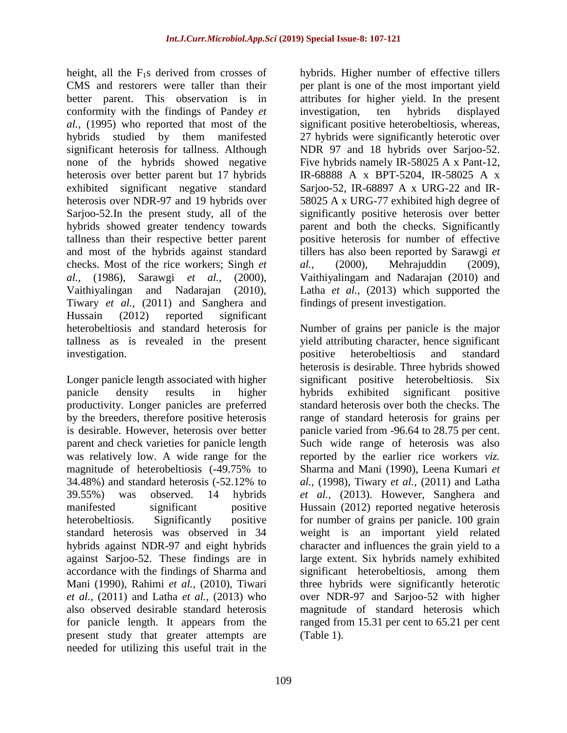height, all the $F_1$s derived from crosses of CMS and restorers were taller than their better parent. This observation is in conformity with the findings of Pandey *et al.,* (1995) who reported that most of the hybrids studied by them manifested significant heterosis for tallness. Although none of the hybrids showed negative heterosis over better parent but 17 hybrids exhibited significant negative standard heterosis over NDR-97 and 19 hybrids over Sarjoo-52.In the present study, all of the hybrids showed greater tendency towards tallness than their respective better parent and most of the hybrids against standard checks. Most of the rice workers; Singh *et al.,* (1986), Sarawgi *et al.,* (2000), Vaithiyalingan and Nadarajan (2010), Tiwary *et al.,* (2011) and Sanghera and Hussain (2012) reported significant heterobeltiosis and standard heterosis for tallness as is revealed in the present investigation.

Longer panicle length associated with higher panicle density results in higher productivity. Longer panicles are preferred by the breeders, therefore positive heterosis is desirable. However, heterosis over better parent and check varieties for panicle length was relatively low. A wide range for the magnitude of heterobeltiosis (-49.75% to 34.48%) and standard heterosis (-52.12% to 39.55%) was observed. 14 hybrids manifested significant positive heterobeltiosis. Significantly positive standard heterosis was observed in 34 hybrids against NDR-97 and eight hybrids against Sarjoo-52. These findings are in accordance with the findings of Sharma and Mani (1990), Rahimi *et al.*, (2010), Tiwari *et al.*, (2011) and Latha *et al.*, (2013) who also observed desirable standard heterosis for panicle length. It appears from the present study that greater attempts are needed for utilizing this useful trait in the hybrids. Higher number of effective tillers per plant is one of the most important yield attributes for higher yield. In the present investigation, ten hybrids displayed significant positive heterobeltiosis, whereas, 27 hybrids were significantly heterotic over NDR 97 and 18 hybrids over Sarjoo-52. Five hybrids namely IR-58025 A x Pant-12, IR-68888 A x BPT-5204, IR-58025 A x Sarjoo-52, IR-68897 A x URG-22 and IR-58025 A x URG-77 exhibited high degree of significantly positive heterosis over better parent and both the checks. Significantly positive heterosis for number of effective tillers has also been reported by Sarawgi *et al.*, (2000), Mehrajuddin (2009), Vaithiyalingam and Nadarajan (2010) and Latha *et al.,* (2013) which supported the findings of present investigation.

Number of grains per panicle is the major yield attributing character, hence significant positive heterobeltiosis and standard heterosis is desirable. Three hybrids showed significant positive heterobeltiosis. Six hybrids exhibited significant positive standard heterosis over both the checks. The range of standard heterosis for grains per panicle varied from -96.64 to 28.75 per cent. Such wide range of heterosis was also reported by the earlier rice workers *viz.* Sharma and Mani (1990), Leena Kumari *et al.,* (1998), Tiwary *et al.,* (2011) and Latha *et al.*, (2013). However, Sanghera and Hussain (2012) reported negative heterosis for number of grains per panicle. 100 grain weight is an important yield related character and influences the grain yield to a large extent. Six hybrids namely exhibited significant heterobeltiosis, among them three hybrids were significantly heterotic over NDR-97 and Sarjoo-52 with higher magnitude of standard heterosis which ranged from 15.31 per cent to 65.21 per cent (Table 1).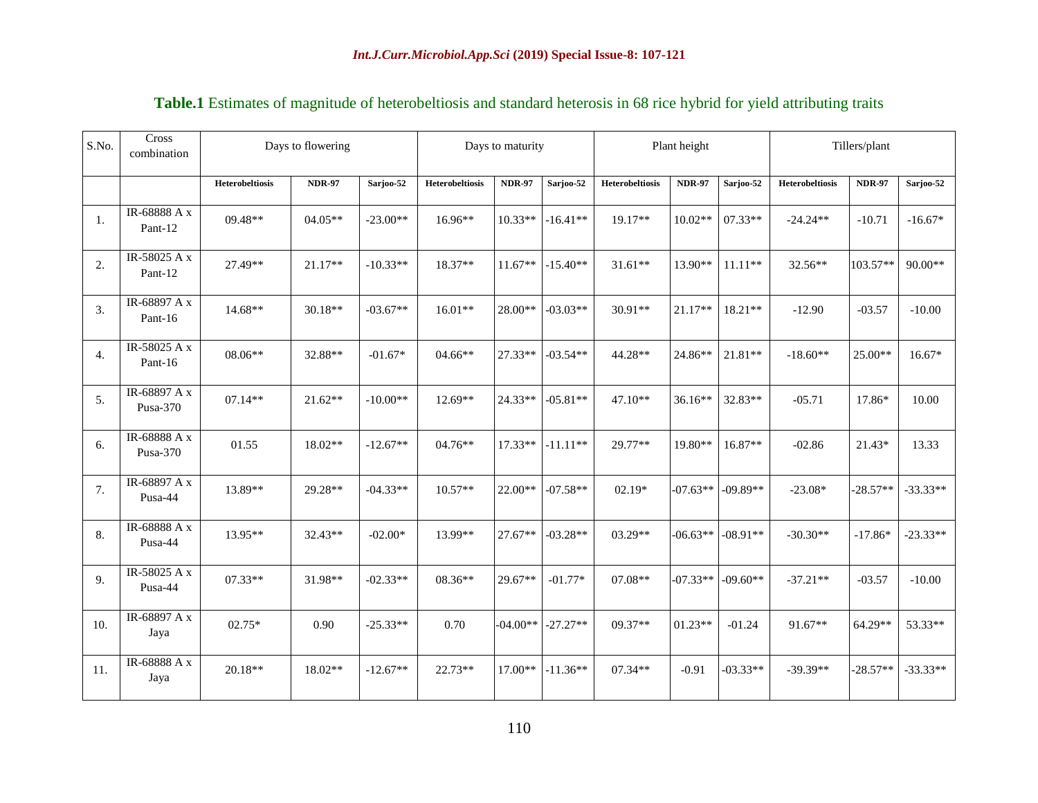**Table.1** Estimates of magnitude of heterobeltiosis and standard heterosis in 68 rice hybrid for yield attributing traits

| S.No. | Cross combination | Days to flowering | | | Days to maturity | | | Plant height | | | Tillers/plant | | |
|---|---|---|---|---|---|---|---|---|---|---|---|---|---|
| | | **Heterobeltiosis** | **NDR-97** | **Sarjoo-52** | **Heterobeltiosis** | **NDR-97** | **Sarjoo-52** | **Heterobeltiosis** | **NDR-97** | **Sarjoo-52** | **Heterobeltiosis** | **NDR-97** | **Sarjoo-52** |
| 1. | IR-68888 A x Pant-12 | 09.48** | 04.05** | -23.00** | 16.96** | 10.33** | -16.41** | 19.17** | 10.02** | 07.33** | -24.24** | -10.71 | -16.67* |
| 2. | IR-58025 A x Pant-12 | 27.49** | 21.17** | -10.33** | 18.37** | 11.67** | -15.40** | 31.61** | 13.90** | 11.11** | 32.56** | 103.57** | 90.00** |
| 3. | IR-68897 A x Pant-16 | 14.68** | 30.18** | -03.67** | 16.01** | 28.00** | -03.03** | 30.91** | 21.17** | 18.21** | -12.90 | -03.57 | -10.00 |
| 4. | IR-58025 A x Pant-16 | 08.06** | 32.88** | -01.67* | 04.66** | 27.33** | -03.54** | 44.28** | 24.86** | 21.81** | -18.60** | 25.00** | 16.67* |
| 5. | IR-68897 A x Pusa-370 | 07.14** | 21.62** | -10.00** | 12.69** | 24.33** | -05.81** | 47.10** | 36.16** | 32.83** | -05.71 | 17.86* | 10.00 |
| 6. | IR-68888 A x Pusa-370 | 01.55 | 18.02** | -12.67** | 04.76** | 17.33** | -11.11** | 29.77** | 19.80** | 16.87** | -02.86 | 21.43* | 13.33 |
| 7. | IR-68897 A x Pusa-44 | 13.89** | 29.28** | -04.33** | 10.57** | 22.00** | -07.58** | 02.19* | -07.63** | -09.89** | -23.08* | -28.57** | -33.33** |
| 8. | IR-68888 A x Pusa-44 | 13.95** | 32.43** | -02.00* | 13.99** | 27.67** | -03.28** | 03.29** | -06.63** | -08.91** | -30.30** | -17.86* | -23.33** |
| 9. | IR-58025 A x Pusa-44 | 07.33** | 31.98** | -02.33** | 08.36** | 29.67** | -01.77* | 07.08** | -07.33** | -09.60** | -37.21** | -03.57 | -10.00 |
| 10. | IR-68897 A x Jaya | 02.75* | 0.90 | -25.33** | 0.70 | -04.00** | -27.27** | 09.37** | 01.23** | -01.24 | 91.67** | 64.29** | 53.33** |
| 11. | IR-68888 A x Jaya | 20.18** | 18.02** | -12.67** | 22.73** | 17.00** | -11.36** | 07.34** | -0.91 | -03.33** | -39.39** | -28.57** | -33.33** |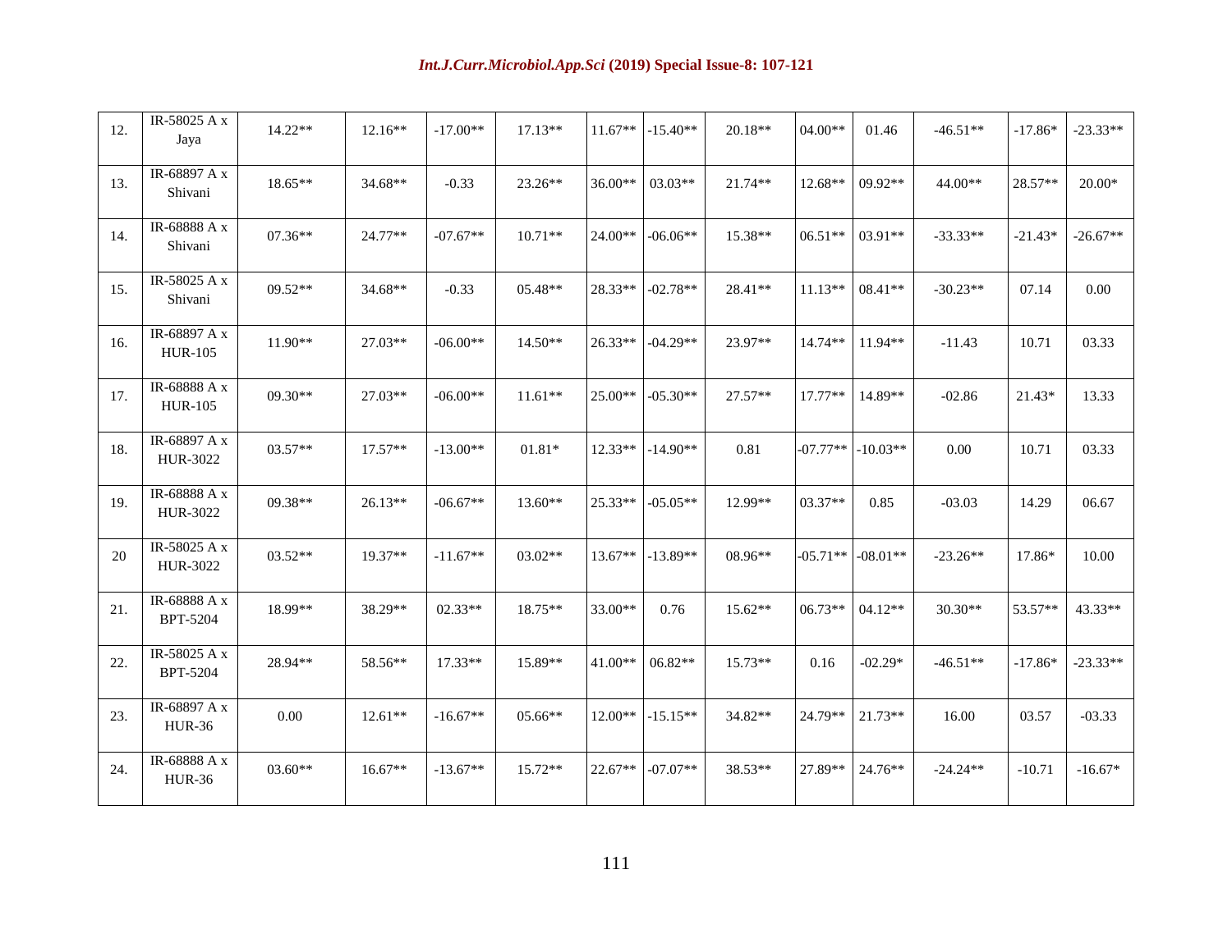| | | | | | | | | | | | | | |
|---|---|---|---|---|---|---|---|---|---|---|---|---|---|
| 12. | IR-58025 A x Jaya | 14.22** | 12.16** | -17.00** | 17.13** | 11.67** | -15.40** | 20.18** | 04.00** | 01.46 | -46.51** | -17.86* | -23.33** |
| 13. | IR-68897 A x Shivani | 18.65** | 34.68** | -0.33 | 23.26** | 36.00** | 03.03** | 21.74** | 12.68** | 09.92** | 44.00** | 28.57** | 20.00* |
| 14. | IR-68888 A x Shivani | 07.36** | 24.77** | -07.67** | 10.71** | 24.00** | -06.06** | 15.38** | 06.51** | 03.91** | -33.33** | -21.43* | -26.67** |
| 15. | IR-58025 A x Shivani | 09.52** | 34.68** | -0.33 | 05.48** | 28.33** | -02.78** | 28.41** | 11.13** | 08.41** | -30.23** | 07.14 | 0.00 |
| 16. | IR-68897 A x HUR-105 | 11.90** | 27.03** | -06.00** | 14.50** | 26.33** | -04.29** | 23.97** | 14.74** | 11.94** | -11.43 | 10.71 | 03.33 |
| 17. | IR-68888 A x HUR-105 | 09.30** | 27.03** | -06.00** | 11.61** | 25.00** | -05.30** | 27.57** | 17.77** | 14.89** | -02.86 | 21.43* | 13.33 |
| 18. | IR-68897 A x HUR-3022 | 03.57** | 17.57** | -13.00** | 01.81* | 12.33** | -14.90** | 0.81 | -07.77** | -10.03** | 0.00 | 10.71 | 03.33 |
| 19. | IR-68888 A x HUR-3022 | 09.38** | 26.13** | -06.67** | 13.60** | 25.33** | -05.05** | 12.99** | 03.37** | 0.85 | -03.03 | 14.29 | 06.67 |
| 20 | IR-58025 A x HUR-3022 | 03.52** | 19.37** | -11.67** | 03.02** | 13.67** | -13.89** | 08.96** | -05.71** | -08.01** | -23.26** | 17.86* | 10.00 |
| 21. | IR-68888 A x BPT-5204 | 18.99** | 38.29** | 02.33** | 18.75** | 33.00** | 0.76 | 15.62** | 06.73** | 04.12** | 30.30** | 53.57** | 43.33** |
| 22. | IR-58025 A x BPT-5204 | 28.94** | 58.56** | 17.33** | 15.89** | 41.00** | 06.82** | 15.73** | 0.16 | -02.29* | -46.51** | -17.86* | -23.33** |
| 23. | IR-68897 A x HUR-36 | 0.00 | 12.61** | -16.67** | 05.66** | 12.00** | -15.15** | 34.82** | 24.79** | 21.73** | 16.00 | 03.57 | -03.33 |
| 24. | IR-68888 A x HUR-36 | 03.60** | 16.67** | -13.67** | 15.72** | 22.67** | -07.07** | 38.53** | 27.89** | 24.76** | -24.24** | -10.71 | -16.67* |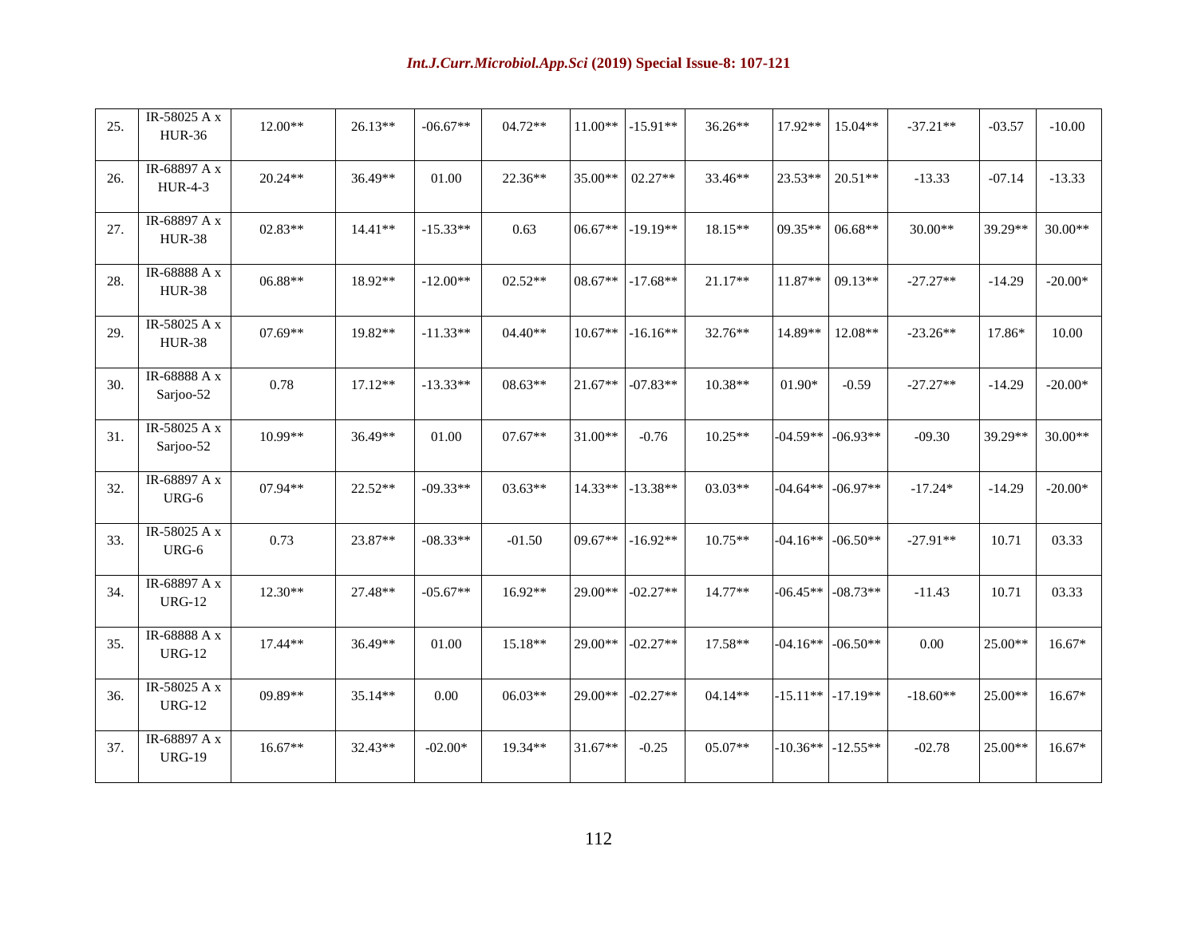| | | | | | | | | | | | | | |
|---|---|---|---|---|---|---|---|---|---|---|---|---|---|
| 25. | IR-58025 A x HUR-36 | 12.00** | 26.13** | -06.67** | 04.72** | 11.00** | -15.91** | 36.26** | 17.92** | 15.04** | -37.21** | -03.57 | -10.00 |
| 26. | IR-68897 A x HUR-4-3 | 20.24** | 36.49** | 01.00 | 22.36** | 35.00** | 02.27** | 33.46** | 23.53** | 20.51** | -13.33 | -07.14 | -13.33 |
| 27. | IR-68897 A x HUR-38 | 02.83** | 14.41** | -15.33** | 0.63 | 06.67** | -19.19** | 18.15** | 09.35** | 06.68** | 30.00** | 39.29** | 30.00** |
| 28. | IR-68888 A x HUR-38 | 06.88** | 18.92** | -12.00** | 02.52** | 08.67** | -17.68** | 21.17** | 11.87** | 09.13** | -27.27** | -14.29 | -20.00* |
| 29. | IR-58025 A x HUR-38 | 07.69** | 19.82** | -11.33** | 04.40** | 10.67** | -16.16** | 32.76** | 14.89** | 12.08** | -23.26** | 17.86* | 10.00 |
| 30. | IR-68888 A x Sarjoo-52 | 0.78 | 17.12** | -13.33** | 08.63** | 21.67** | -07.83** | 10.38** | 01.90* | -0.59 | -27.27** | -14.29 | -20.00* |
| 31. | IR-58025 A x Sarjoo-52 | 10.99** | 36.49** | 01.00 | 07.67** | 31.00** | -0.76 | 10.25** | -04.59** | -06.93** | -09.30 | 39.29** | 30.00** |
| 32. | IR-68897 A x URG-6 | 07.94** | 22.52** | -09.33** | 03.63** | 14.33** | -13.38** | 03.03** | -04.64** | -06.97** | -17.24* | -14.29 | -20.00* |
| 33. | IR-58025 A x URG-6 | 0.73 | 23.87** | -08.33** | -01.50 | 09.67** | -16.92** | 10.75** | -04.16** | -06.50** | -27.91** | 10.71 | 03.33 |
| 34. | IR-68897 A x URG-12 | 12.30** | 27.48** | -05.67** | 16.92** | 29.00** | -02.27** | 14.77** | -06.45** | -08.73** | -11.43 | 10.71 | 03.33 |
| 35. | IR-68888 A x URG-12 | 17.44** | 36.49** | 01.00 | 15.18** | 29.00** | -02.27** | 17.58** | -04.16** | -06.50** | 0.00 | 25.00** | 16.67* |
| 36. | IR-58025 A x URG-12 | 09.89** | 35.14** | 0.00 | 06.03** | 29.00** | -02.27** | 04.14** | -15.11** | -17.19** | -18.60** | 25.00** | 16.67* |
| 37. | IR-68897 A x URG-19 | 16.67** | 32.43** | -02.00* | 19.34** | 31.67** | -0.25 | 05.07** | -10.36** | -12.55** | -02.78 | 25.00** | 16.67* |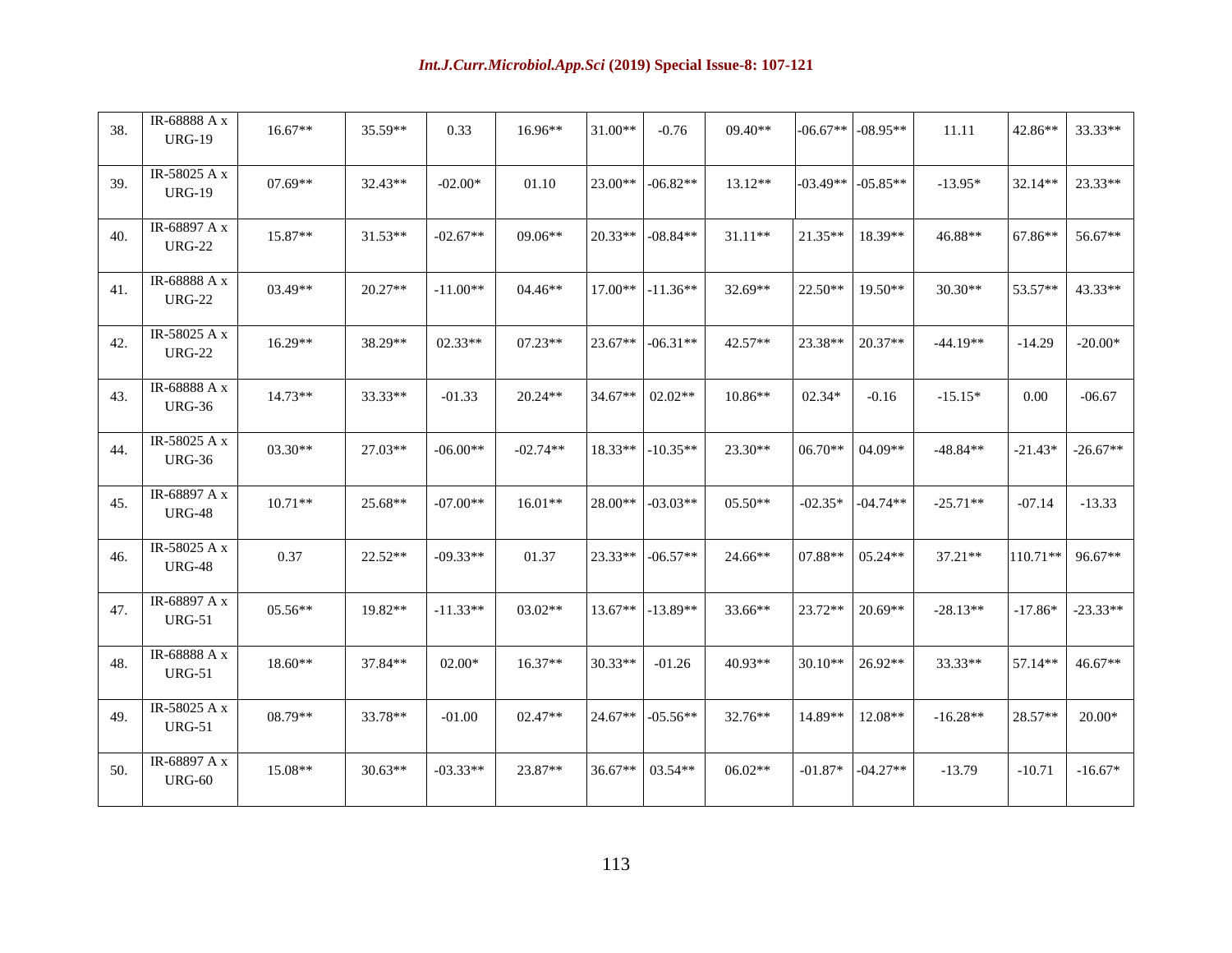| 38. | IR-68888 A x URG-19 | 16.67** | 35.59** | 0.33 | 16.96** | 31.00** | -0.76 | 09.40** | -06.67** | -08.95** | 11.11 | 42.86** | 33.33** |
|---|---|---|---|---|---|---|---|---|---|---|---|---|---|
| 39. | IR-58025 A x URG-19 | 07.69** | 32.43** | -02.00* | 01.10 | 23.00** | -06.82** | 13.12** | -03.49** | -05.85** | -13.95* | 32.14** | 23.33** |
| 40. | IR-68897 A x URG-22 | 15.87** | 31.53** | -02.67** | 09.06** | 20.33** | -08.84** | 31.11** | 21.35** | 18.39** | 46.88** | 67.86** | 56.67** |
| 41. | IR-68888 A x URG-22 | 03.49** | 20.27** | -11.00** | 04.46** | 17.00** | -11.36** | 32.69** | 22.50** | 19.50** | 30.30** | 53.57** | 43.33** |
| 42. | IR-58025 A x URG-22 | 16.29** | 38.29** | 02.33** | 07.23** | 23.67** | -06.31** | 42.57** | 23.38** | 20.37** | -44.19** | -14.29 | -20.00* |
| 43. | IR-68888 A x URG-36 | 14.73** | 33.33** | -01.33 | 20.24** | 34.67** | 02.02** | 10.86** | 02.34* | -0.16 | -15.15* | 0.00 | -06.67 |
| 44. | IR-58025 A x URG-36 | 03.30** | 27.03** | -06.00** | -02.74** | 18.33** | -10.35** | 23.30** | 06.70** | 04.09** | -48.84** | -21.43* | -26.67** |
| 45. | IR-68897 A x URG-48 | 10.71** | 25.68** | -07.00** | 16.01** | 28.00** | -03.03** | 05.50** | -02.35* | -04.74** | -25.71** | -07.14 | -13.33 |
| 46. | IR-58025 A x URG-48 | 0.37 | 22.52** | -09.33** | 01.37 | 23.33** | -06.57** | 24.66** | 07.88** | 05.24** | 37.21** | 110.71** | 96.67** |
| 47. | IR-68897 A x URG-51 | 05.56** | 19.82** | -11.33** | 03.02** | 13.67** | -13.89** | 33.66** | 23.72** | 20.69** | -28.13** | -17.86* | -23.33** |
| 48. | IR-68888 A x URG-51 | 18.60** | 37.84** | 02.00* | 16.37** | 30.33** | -01.26 | 40.93** | 30.10** | 26.92** | 33.33** | 57.14** | 46.67** |
| 49. | IR-58025 A x URG-51 | 08.79** | 33.78** | -01.00 | 02.47** | 24.67** | -05.56** | 32.76** | 14.89** | 12.08** | -16.28** | 28.57** | 20.00* |
| 50. | IR-68897 A x URG-60 | 15.08** | 30.63** | -03.33** | 23.87** | 36.67** | 03.54** | 06.02** | -01.87* | -04.27** | -13.79 | -10.71 | -16.67* |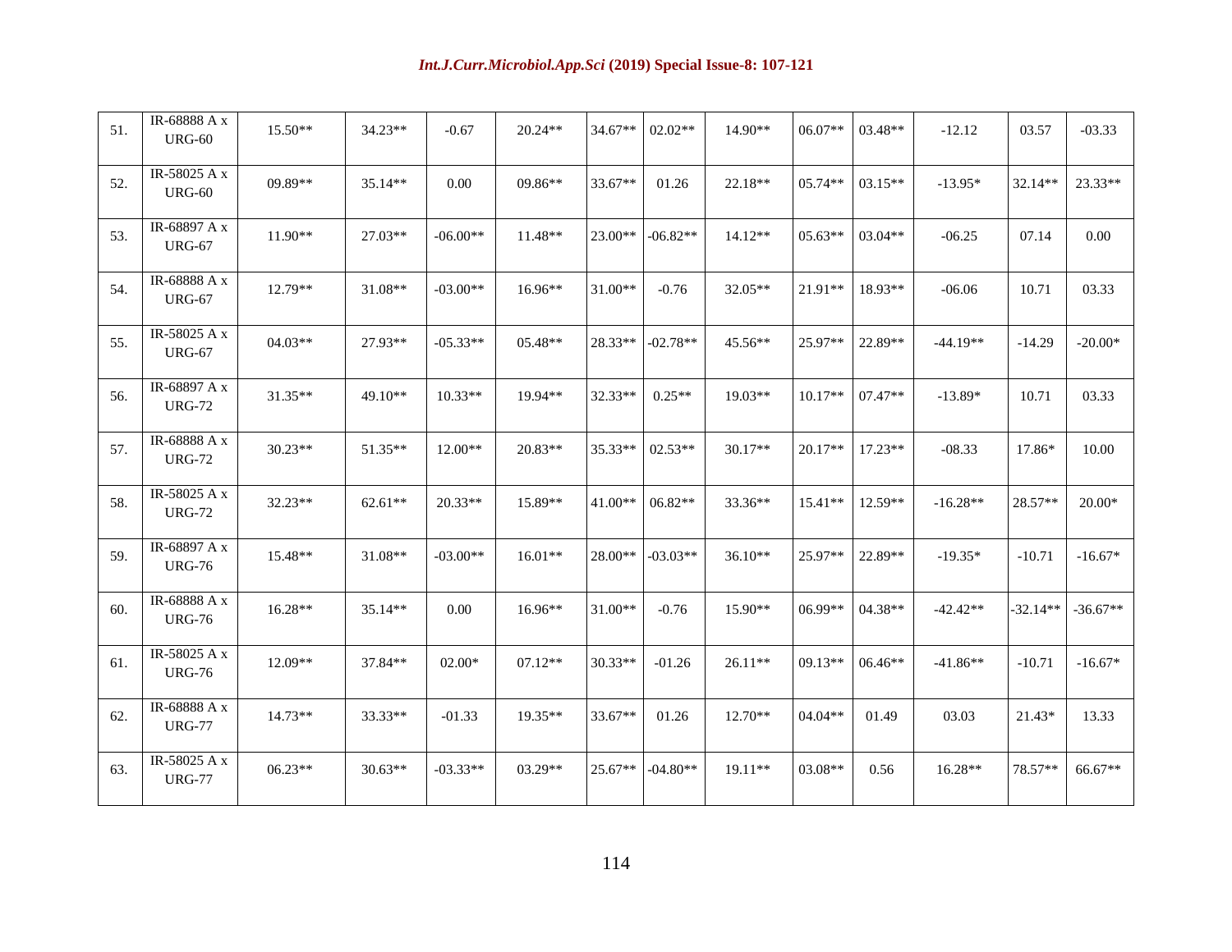| 51. | IR-68888 A x URG-60 | 15.50** | 34.23** | -0.67 | 20.24** | 34.67** | 02.02** | 14.90** | 06.07** | 03.48** | -12.12 | 03.57 | -03.33 |
|---|---|---|---|---|---|---|---|---|---|---|---|---|---|
| 52. | IR-58025 A x URG-60 | 09.89** | 35.14** | 0.00 | 09.86** | 33.67** | 01.26 | 22.18** | 05.74** | 03.15** | -13.95* | 32.14** | 23.33** |
| 53. | IR-68897 A x URG-67 | 11.90** | 27.03** | -06.00** | 11.48** | 23.00** | -06.82** | 14.12** | 05.63** | 03.04** | -06.25 | 07.14 | 0.00 |
| 54. | IR-68888 A x URG-67 | 12.79** | 31.08** | -03.00** | 16.96** | 31.00** | -0.76 | 32.05** | 21.91** | 18.93** | -06.06 | 10.71 | 03.33 |
| 55. | IR-58025 A x URG-67 | 04.03** | 27.93** | -05.33** | 05.48** | 28.33** | -02.78** | 45.56** | 25.97** | 22.89** | -44.19** | -14.29 | -20.00* |
| 56. | IR-68897 A x URG-72 | 31.35** | 49.10** | 10.33** | 19.94** | 32.33** | 0.25** | 19.03** | 10.17** | 07.47** | -13.89* | 10.71 | 03.33 |
| 57. | IR-68888 A x URG-72 | 30.23** | 51.35** | 12.00** | 20.83** | 35.33** | 02.53** | 30.17** | 20.17** | 17.23** | -08.33 | 17.86* | 10.00 |
| 58. | IR-58025 A x URG-72 | 32.23** | 62.61** | 20.33** | 15.89** | 41.00** | 06.82** | 33.36** | 15.41** | 12.59** | -16.28** | 28.57** | 20.00* |
| 59. | IR-68897 A x URG-76 | 15.48** | 31.08** | -03.00** | 16.01** | 28.00** | -03.03** | 36.10** | 25.97** | 22.89** | -19.35* | -10.71 | -16.67* |
| 60. | IR-68888 A x URG-76 | 16.28** | 35.14** | 0.00 | 16.96** | 31.00** | -0.76 | 15.90** | 06.99** | 04.38** | -42.42** | -32.14** | -36.67** |
| 61. | IR-58025 A x URG-76 | 12.09** | 37.84** | 02.00* | 07.12** | 30.33** | -01.26 | 26.11** | 09.13** | 06.46** | -41.86** | -10.71 | -16.67* |
| 62. | IR-68888 A x URG-77 | 14.73** | 33.33** | -01.33 | 19.35** | 33.67** | 01.26 | 12.70** | 04.04** | 01.49 | 03.03 | 21.43* | 13.33 |
| 63. | IR-58025 A x URG-77 | 06.23** | 30.63** | -03.33** | 03.29** | 25.67** | -04.80** | 19.11** | 03.08** | 0.56 | 16.28** | 78.57** | 66.67** |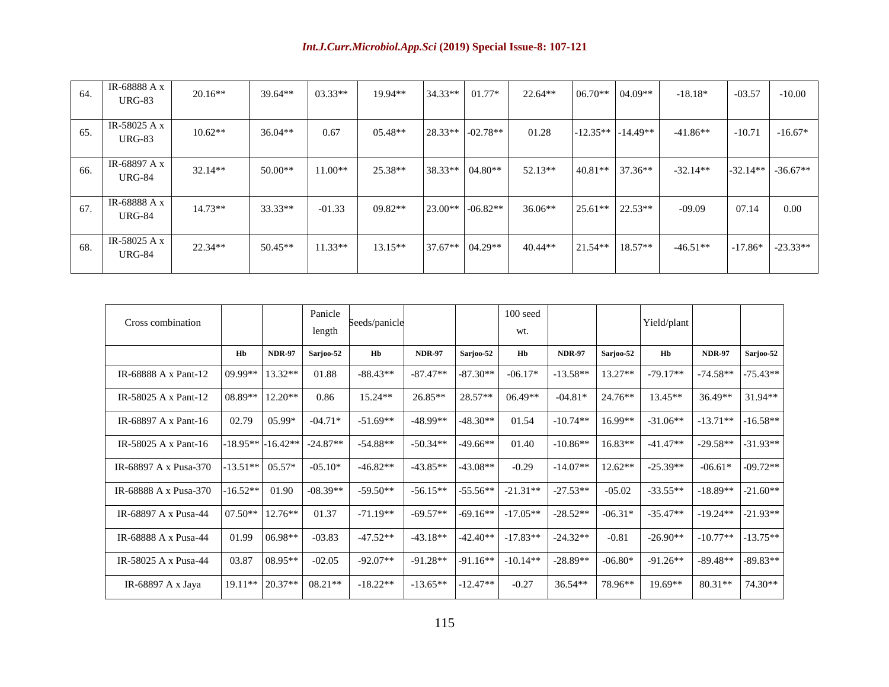| 64. | IR-68888 A x URG-83 | 20.16** | 39.64** | 03.33** | 19.94** | 34.33** | 01.77* | 22.64** | 06.70** | 04.09** | -18.18* | -03.57 | -10.00 |
|---|---|---|---|---|---|---|---|---|---|---|---|---|---|
| 65. | IR-58025 A x URG-83 | 10.62** | 36.04** | 0.67 | 05.48** | 28.33** | -02.78** | 01.28 | -12.35** | -14.49** | -41.86** | -10.71 | -16.67* |
| 66. | IR-68897 A x URG-84 | 32.14** | 50.00** | 11.00** | 25.38** | 38.33** | 04.80** | 52.13** | 40.81** | 37.36** | -32.14** | -32.14** | -36.67** |
| 67. | IR-68888 A x URG-84 | 14.73** | 33.33** | -01.33 | 09.82** | 23.00** | -06.82** | 36.06** | 25.61** | 22.53** | -09.09 | 07.14 | 0.00 |
| 68. | IR-58025 A x URG-84 | 22.34** | 50.45** | 11.33** | 13.15** | 37.67** | 04.29** | 40.44** | 21.54** | 18.57** | -46.51** | -17.86* | -23.33** |

| Cross combination | | | Panicle length | Seeds/panicle | | | 100 seed wt. | | | Yield/plant | | |
|---|---|---|---|---|---|---|---|---|---|---|---|---|
| | **Hb** | **NDR-97** | **Sarjoo-52** | **Hb** | **NDR-97** | **Sarjoo-52** | **Hb** | **NDR-97** | **Sarjoo-52** | **Hb** | **NDR-97** | **Sarjoo-52** |
| IR-68888 A x Pant-12 | 09.99** | 13.32** | 01.88 | -88.43** | -87.47** | -87.30** | -06.17* | -13.58** | 13.27** | -79.17** | -74.58** | -75.43** |
| IR-58025 A x Pant-12 | 08.89** | 12.20** | 0.86 | 15.24** | 26.85** | 28.57** | 06.49** | -04.81* | 24.76** | 13.45** | 36.49** | 31.94** |
| IR-68897 A x Pant-16 | 02.79 | 05.99* | -04.71* | -51.69** | -48.99** | -48.30** | 01.54 | -10.74** | 16.99** | -31.06** | -13.71** | -16.58** |
| IR-58025 A x Pant-16 | -18.95** | -16.42** | -24.87** | -54.88** | -50.34** | -49.66** | 01.40 | -10.86** | 16.83** | -41.47** | -29.58** | -31.93** |
| IR-68897 A x Pusa-370 | -13.51** | 05.57* | -05.10* | -46.82** | -43.85** | -43.08** | -0.29 | -14.07** | 12.62** | -25.39** | -06.61* | -09.72** |
| IR-68888 A x Pusa-370 | -16.52** | 01.90 | -08.39** | -59.50** | -56.15** | -55.56** | -21.31** | -27.53** | -05.02 | -33.55** | -18.89** | -21.60** |
| IR-68897 A x Pusa-44 | 07.50** | 12.76** | 01.37 | -71.19** | -69.57** | -69.16** | -17.05** | -28.52** | -06.31* | -35.47** | -19.24** | -21.93** |
| IR-68888 A x Pusa-44 | 01.99 | 06.98** | -03.83 | -47.52** | -43.18** | -42.40** | -17.83** | -24.32** | -0.81 | -26.90** | -10.77** | -13.75** |
| IR-58025 A x Pusa-44 | 03.87 | 08.95** | -02.05 | -92.07** | -91.28** | -91.16** | -10.14** | -28.89** | -06.80* | -91.26** | -89.48** | -89.83** |
| IR-68897 A x Jaya | 19.11** | 20.37** | 08.21** | -18.22** | -13.65** | -12.47** | -0.27 | 36.54** | 78.96** | 19.69** | 80.31** | 74.30** |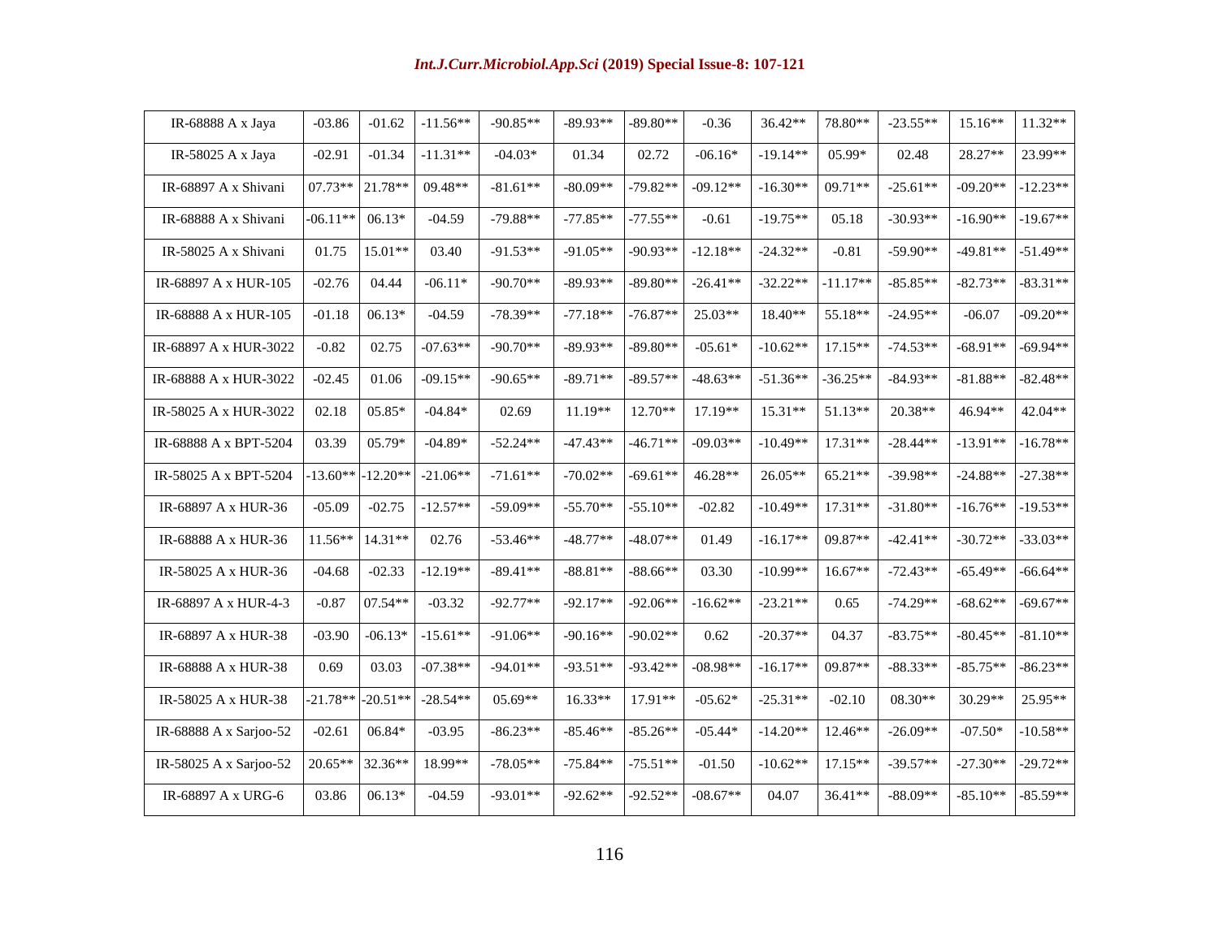| | | | | | | | | | | | | |
|---|---|---|---|---|---|---|---|---|---|---|---|---|
| IR-68888 A x Jaya | -03.86 | -01.62 | -11.56** | -90.85** | -89.93** | -89.80** | -0.36 | 36.42** | 78.80** | -23.55** | 15.16** | 11.32** |
| IR-58025 A x Jaya | -02.91 | -01.34 | -11.31** | -04.03* | 01.34 | 02.72 | -06.16* | -19.14** | 05.99* | 02.48 | 28.27** | 23.99** |
| IR-68897 A x Shivani | 07.73** | 21.78** | 09.48** | -81.61** | -80.09** | -79.82** | -09.12** | -16.30** | 09.71** | -25.61** | -09.20** | -12.23** |
| IR-68888 A x Shivani | -06.11** | 06.13* | -04.59 | -79.88** | -77.85** | -77.55** | -0.61 | -19.75** | 05.18 | -30.93** | -16.90** | -19.67** |
| IR-58025 A x Shivani | 01.75 | 15.01** | 03.40 | -91.53** | -91.05** | -90.93** | -12.18** | -24.32** | -0.81 | -59.90** | -49.81** | -51.49** |
| IR-68897 A x HUR-105 | -02.76 | 04.44 | -06.11* | -90.70** | -89.93** | -89.80** | -26.41** | -32.22** | -11.17** | -85.85** | -82.73** | -83.31** |
| IR-68888 A x HUR-105 | -01.18 | 06.13* | -04.59 | -78.39** | -77.18** | -76.87** | 25.03** | 18.40** | 55.18** | -24.95** | -06.07 | -09.20** |
| IR-68897 A x HUR-3022 | -0.82 | 02.75 | -07.63** | -90.70** | -89.93** | -89.80** | -05.61* | -10.62** | 17.15** | -74.53** | -68.91** | -69.94** |
| IR-68888 A x HUR-3022 | -02.45 | 01.06 | -09.15** | -90.65** | -89.71** | -89.57** | -48.63** | -51.36** | -36.25** | -84.93** | -81.88** | -82.48** |
| IR-58025 A x HUR-3022 | 02.18 | 05.85* | -04.84* | 02.69 | 11.19** | 12.70** | 17.19** | 15.31** | 51.13** | 20.38** | 46.94** | 42.04** |
| IR-68888 A x BPT-5204 | 03.39 | 05.79* | -04.89* | -52.24** | -47.43** | -46.71** | -09.03** | -10.49** | 17.31** | -28.44** | -13.91** | -16.78** |
| IR-58025 A x BPT-5204 | -13.60** | -12.20** | -21.06** | -71.61** | -70.02** | -69.61** | 46.28** | 26.05** | 65.21** | -39.98** | -24.88** | -27.38** |
| IR-68897 A x HUR-36 | -05.09 | -02.75 | -12.57** | -59.09** | -55.70** | -55.10** | -02.82 | -10.49** | 17.31** | -31.80** | -16.76** | -19.53** |
| IR-68888 A x HUR-36 | 11.56** | 14.31** | 02.76 | -53.46** | -48.77** | -48.07** | 01.49 | -16.17** | 09.87** | -42.41** | -30.72** | -33.03** |
| IR-58025 A x HUR-36 | -04.68 | -02.33 | -12.19** | -89.41** | -88.81** | -88.66** | 03.30 | -10.99** | 16.67** | -72.43** | -65.49** | -66.64** |
| IR-68897 A x HUR-4-3 | -0.87 | 07.54** | -03.32 | -92.77** | -92.17** | -92.06** | -16.62** | -23.21** | 0.65 | -74.29** | -68.62** | -69.67** |
| IR-68897 A x HUR-38 | -03.90 | -06.13* | -15.61** | -91.06** | -90.16** | -90.02** | 0.62 | -20.37** | 04.37 | -83.75** | -80.45** | -81.10** |
| IR-68888 A x HUR-38 | 0.69 | 03.03 | -07.38** | -94.01** | -93.51** | -93.42** | -08.98** | -16.17** | 09.87** | -88.33** | -85.75** | -86.23** |
| IR-58025 A x HUR-38 | -21.78** | -20.51** | -28.54** | 05.69** | 16.33** | 17.91** | -05.62* | -25.31** | -02.10 | 08.30** | 30.29** | 25.95** |
| IR-68888 A x Sarjoo-52 | -02.61 | 06.84* | -03.95 | -86.23** | -85.46** | -85.26** | -05.44* | -14.20** | 12.46** | -26.09** | -07.50* | -10.58** |
| IR-58025 A x Sarjoo-52 | 20.65** | 32.36** | 18.99** | -78.05** | -75.84** | -75.51** | -01.50 | -10.62** | 17.15** | -39.57** | -27.30** | -29.72** |
| IR-68897 A x URG-6 | 03.86 | 06.13* | -04.59 | -93.01** | -92.62** | -92.52** | -08.67** | 04.07 | 36.41** | -88.09** | -85.10** | -85.59** |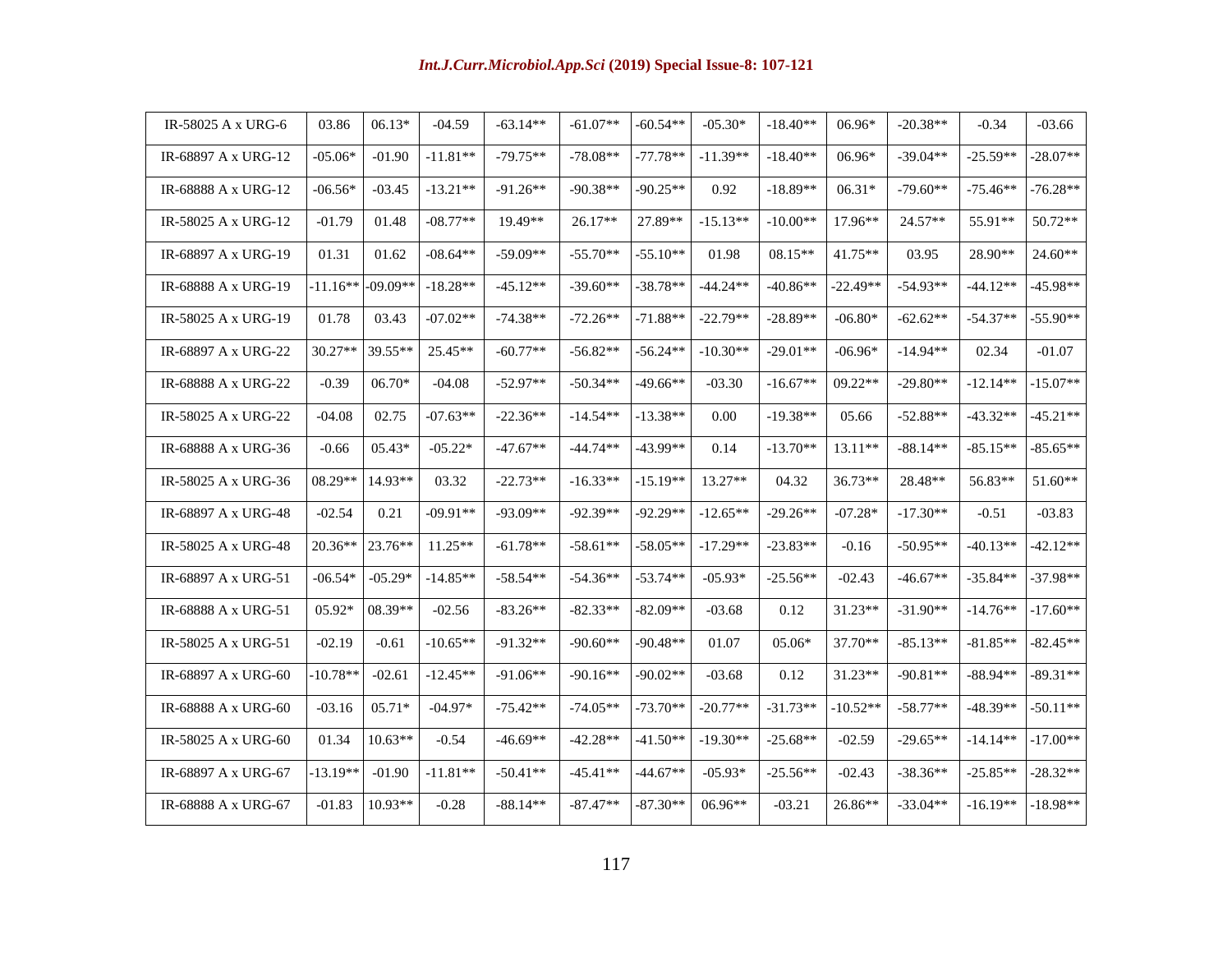|  |  |  |  |  |  |  |  |  |  |  |  |  |
|---|---|---|---|---|---|---|---|---|---|---|---|---|
| IR-58025 A x URG-6 | 03.86 | 06.13* | -04.59 | -63.14** | -61.07** | -60.54** | -05.30* | -18.40** | 06.96* | -20.38** | -0.34 | -03.66 |
| IR-68897 A x URG-12 | -05.06* | -01.90 | -11.81** | -79.75** | -78.08** | -77.78** | -11.39** | -18.40** | 06.96* | -39.04** | -25.59** | -28.07** |
| IR-68888 A x URG-12 | -06.56* | -03.45 | -13.21** | -91.26** | -90.38** | -90.25** | 0.92 | -18.89** | 06.31* | -79.60** | -75.46** | -76.28** |
| IR-58025 A x URG-12 | -01.79 | 01.48 | -08.77** | 19.49** | 26.17** | 27.89** | -15.13** | -10.00** | 17.96** | 24.57** | 55.91** | 50.72** |
| IR-68897 A x URG-19 | 01.31 | 01.62 | -08.64** | -59.09** | -55.70** | -55.10** | 01.98 | 08.15** | 41.75** | 03.95 | 28.90** | 24.60** |
| IR-68888 A x URG-19 | -11.16** | -09.09** | -18.28** | -45.12** | -39.60** | -38.78** | -44.24** | -40.86** | -22.49** | -54.93** | -44.12** | -45.98** |
| IR-58025 A x URG-19 | 01.78 | 03.43 | -07.02** | -74.38** | -72.26** | -71.88** | -22.79** | -28.89** | -06.80* | -62.62** | -54.37** | -55.90** |
| IR-68897 A x URG-22 | 30.27** | 39.55** | 25.45** | -60.77** | -56.82** | -56.24** | -10.30** | -29.01** | -06.96* | -14.94** | 02.34 | -01.07 |
| IR-68888 A x URG-22 | -0.39 | 06.70* | -04.08 | -52.97** | -50.34** | -49.66** | -03.30 | -16.67** | 09.22** | -29.80** | -12.14** | -15.07** |
| IR-58025 A x URG-22 | -04.08 | 02.75 | -07.63** | -22.36** | -14.54** | -13.38** | 0.00 | -19.38** | 05.66 | -52.88** | -43.32** | -45.21** |
| IR-68888 A x URG-36 | -0.66 | 05.43* | -05.22* | -47.67** | -44.74** | -43.99** | 0.14 | -13.70** | 13.11** | -88.14** | -85.15** | -85.65** |
| IR-58025 A x URG-36 | 08.29** | 14.93** | 03.32 | -22.73** | -16.33** | -15.19** | 13.27** | 04.32 | 36.73** | 28.48** | 56.83** | 51.60** |
| IR-68897 A x URG-48 | -02.54 | 0.21 | -09.91** | -93.09** | -92.39** | -92.29** | -12.65** | -29.26** | -07.28* | -17.30** | -0.51 | -03.83 |
| IR-58025 A x URG-48 | 20.36** | 23.76** | 11.25** | -61.78** | -58.61** | -58.05** | -17.29** | -23.83** | -0.16 | -50.95** | -40.13** | -42.12** |
| IR-68897 A x URG-51 | -06.54* | -05.29* | -14.85** | -58.54** | -54.36** | -53.74** | -05.93* | -25.56** | -02.43 | -46.67** | -35.84** | -37.98** |
| IR-68888 A x URG-51 | 05.92* | 08.39** | -02.56 | -83.26** | -82.33** | -82.09** | -03.68 | 0.12 | 31.23** | -31.90** | -14.76** | -17.60** |
| IR-58025 A x URG-51 | -02.19 | -0.61 | -10.65** | -91.32** | -90.60** | -90.48** | 01.07 | 05.06* | 37.70** | -85.13** | -81.85** | -82.45** |
| IR-68897 A x URG-60 | -10.78** | -02.61 | -12.45** | -91.06** | -90.16** | -90.02** | -03.68 | 0.12 | 31.23** | -90.81** | -88.94** | -89.31** |
| IR-68888 A x URG-60 | -03.16 | 05.71* | -04.97* | -75.42** | -74.05** | -73.70** | -20.77** | -31.73** | -10.52** | -58.77** | -48.39** | -50.11** |
| IR-58025 A x URG-60 | 01.34 | 10.63** | -0.54 | -46.69** | -42.28** | -41.50** | -19.30** | -25.68** | -02.59 | -29.65** | -14.14** | -17.00** |
| IR-68897 A x URG-67 | -13.19** | -01.90 | -11.81** | -50.41** | -45.41** | -44.67** | -05.93* | -25.56** | -02.43 | -38.36** | -25.85** | -28.32** |
| IR-68888 A x URG-67 | -01.83 | 10.93** | -0.28 | -88.14** | -87.47** | -87.30** | 06.96** | -03.21 | 26.86** | -33.04** | -16.19** | -18.98** |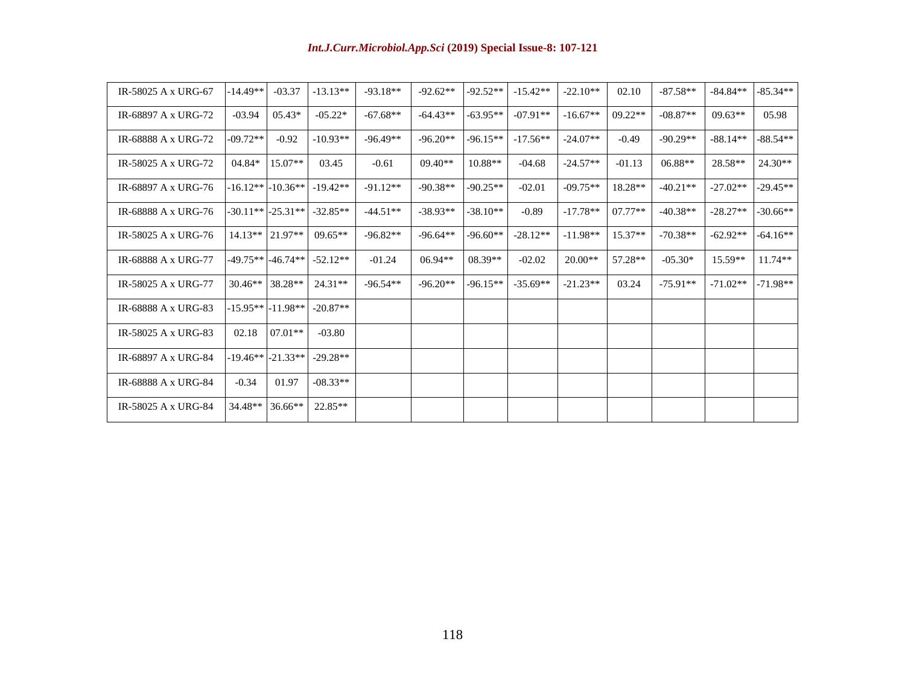| | | | | | | | | | | | | |
|---|---|---|---|---|---|---|---|---|---|---|---|---|
| IR-58025 A x URG-67 | -14.49** | -03.37 | -13.13** | -93.18** | -92.62** | -92.52** | -15.42** | -22.10** | 02.10 | -87.58** | -84.84** | -85.34** |
| IR-68897 A x URG-72 | -03.94 | 05.43* | -05.22* | -67.68** | -64.43** | -63.95** | -07.91** | -16.67** | 09.22** | -08.87** | 09.63** | 05.98 |
| IR-68888 A x URG-72 | -09.72** | -0.92 | -10.93** | -96.49** | -96.20** | -96.15** | -17.56** | -24.07** | -0.49 | -90.29** | -88.14** | -88.54** |
| IR-58025 A x URG-72 | 04.84* | 15.07** | 03.45 | -0.61 | 09.40** | 10.88** | -04.68 | -24.57** | -01.13 | 06.88** | 28.58** | 24.30** |
| IR-68897 A x URG-76 | -16.12** | -10.36** | -19.42** | -91.12** | -90.38** | -90.25** | -02.01 | -09.75** | 18.28** | -40.21** | -27.02** | -29.45** |
| IR-68888 A x URG-76 | -30.11** | -25.31** | -32.85** | -44.51** | -38.93** | -38.10** | -0.89 | -17.78** | 07.77** | -40.38** | -28.27** | -30.66** |
| IR-58025 A x URG-76 | 14.13** | 21.97** | 09.65** | -96.82** | -96.64** | -96.60** | -28.12** | -11.98** | 15.37** | -70.38** | -62.92** | -64.16** |
| IR-68888 A x URG-77 | -49.75** | -46.74** | -52.12** | -01.24 | 06.94** | 08.39** | -02.02 | 20.00** | 57.28** | -05.30* | 15.59** | 11.74** |
| IR-58025 A x URG-77 | 30.46** | 38.28** | 24.31** | -96.54** | -96.20** | -96.15** | -35.69** | -21.23** | 03.24 | -75.91** | -71.02** | -71.98** |
| IR-68888 A x URG-83 | -15.95** | -11.98** | -20.87** | | | | | | | | | |
| IR-58025 A x URG-83 | 02.18 | 07.01** | -03.80 | | | | | | | | | |
| IR-68897 A x URG-84 | -19.46** | -21.33** | -29.28** | | | | | | | | | |
| IR-68888 A x URG-84 | -0.34 | 01.97 | -08.33** | | | | | | | | | |
| IR-58025 A x URG-84 | 34.48** | 36.66** | 22.85** | | | | | | | | | |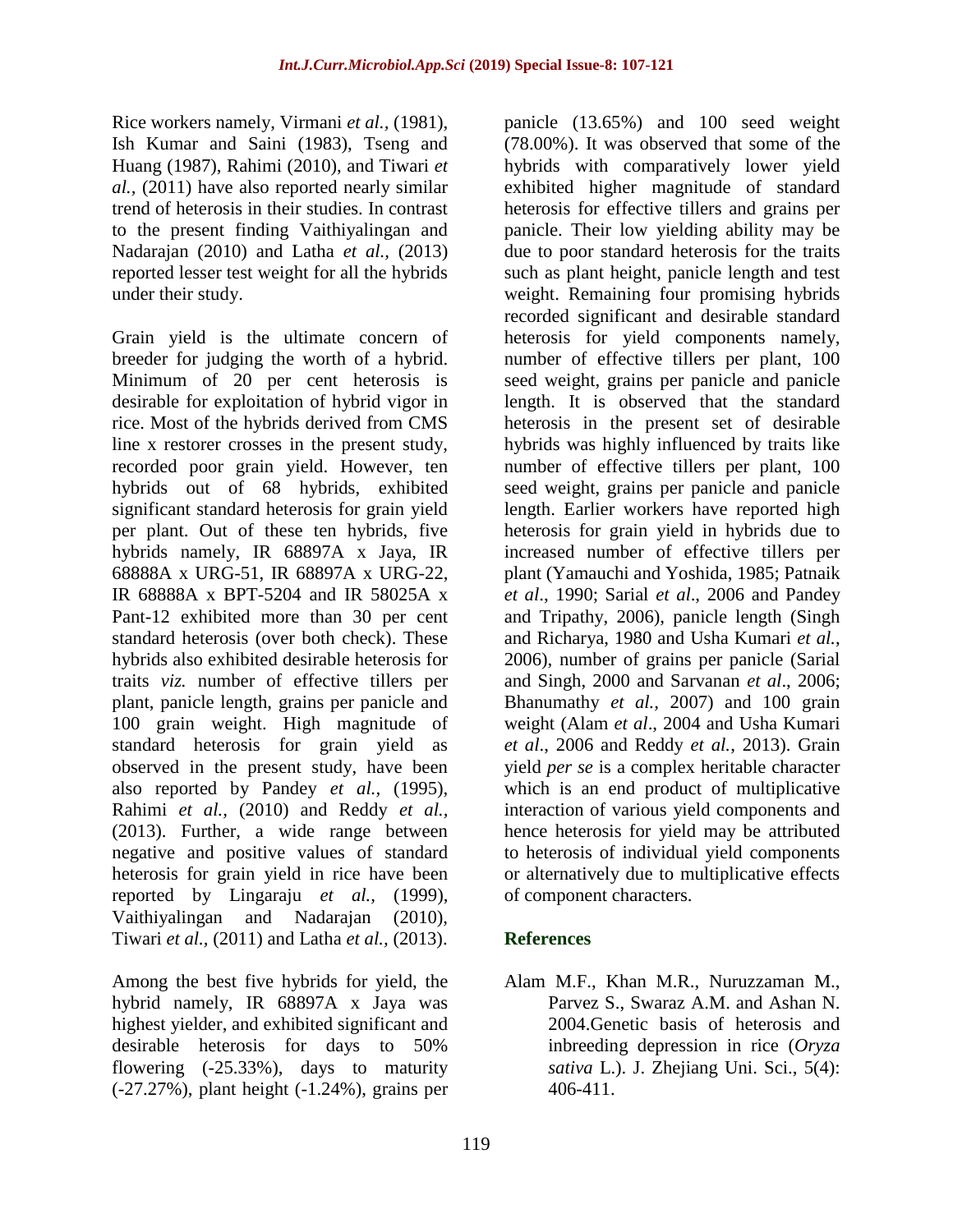Rice workers namely, Virmani *et al.,* (1981), Ish Kumar and Saini (1983), Tseng and Huang (1987), Rahimi (2010), and Tiwari *et al.,* (2011) have also reported nearly similar trend of heterosis in their studies. In contrast to the present finding Vaithiyalingan and Nadarajan (2010) and Latha *et al.,* (2013) reported lesser test weight for all the hybrids under their study.

Grain yield is the ultimate concern of breeder for judging the worth of a hybrid. Minimum of 20 per cent heterosis is desirable for exploitation of hybrid vigor in rice. Most of the hybrids derived from CMS line x restorer crosses in the present study, recorded poor grain yield. However, ten hybrids out of 68 hybrids, exhibited significant standard heterosis for grain yield per plant. Out of these ten hybrids, five hybrids namely, IR 68897A x Jaya, IR 68888A x URG-51, IR 68897A x URG-22, IR 68888A x BPT-5204 and IR 58025A x Pant-12 exhibited more than 30 per cent standard heterosis (over both check). These hybrids also exhibited desirable heterosis for traits *viz.* number of effective tillers per plant, panicle length, grains per panicle and 100 grain weight. High magnitude of standard heterosis for grain yield as observed in the present study, have been also reported by Pandey *et al.,* (1995), Rahimi *et al.,* (2010) and Reddy *et al.,* (2013). Further, a wide range between negative and positive values of standard heterosis for grain yield in rice have been reported by Lingaraju *et al.,* (1999), Vaithiyalingan and Nadarajan (2010), Tiwari *et al.,* (2011) and Latha *et al.,* (2013).

Among the best five hybrids for yield, the hybrid namely, IR 68897A x Jaya was highest yielder, and exhibited significant and desirable heterosis for days to 50% flowering (-25.33%), days to maturity (-27.27%), plant height (-1.24%), grains per panicle (13.65%) and 100 seed weight (78.00%). It was observed that some of the hybrids with comparatively lower yield exhibited higher magnitude of standard heterosis for effective tillers and grains per panicle. Their low yielding ability may be due to poor standard heterosis for the traits such as plant height, panicle length and test weight. Remaining four promising hybrids recorded significant and desirable standard heterosis for yield components namely, number of effective tillers per plant, 100 seed weight, grains per panicle and panicle length. It is observed that the standard heterosis in the present set of desirable hybrids was highly influenced by traits like number of effective tillers per plant, 100 seed weight, grains per panicle and panicle length. Earlier workers have reported high heterosis for grain yield in hybrids due to increased number of effective tillers per plant (Yamauchi and Yoshida, 1985; Patnaik *et al*., 1990; Sarial *et al*., 2006 and Pandey and Tripathy, 2006), panicle length (Singh and Richarya, 1980 and Usha Kumari *et al.*, 2006), number of grains per panicle (Sarial and Singh, 2000 and Sarvanan *et al*., 2006; Bhanumathy *et al.*, 2007) and 100 grain weight (Alam *et al*., 2004 and Usha Kumari *et al*., 2006 and Reddy *et al.*, 2013). Grain yield *per se* is a complex heritable character which is an end product of multiplicative interaction of various yield components and hence heterosis for yield may be attributed to heterosis of individual yield components or alternatively due to multiplicative effects of component characters.

## References

Alam M.F., Khan M.R., Nuruzzaman M., Parvez S., Swaraz A.M. and Ashan N. 2004.Genetic basis of heterosis and inbreeding depression in rice (*Oryza sativa* L.). J. Zhejiang Uni. Sci., 5(4): 406-411.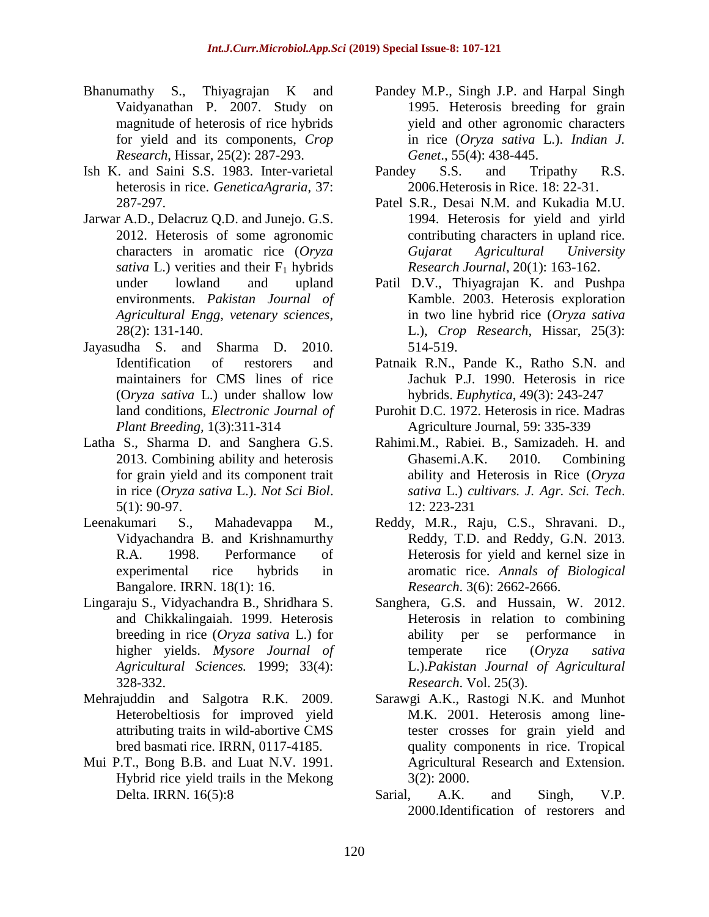Bhanumathy S., Thiyagrajan K and Vaidyanathan P. 2007. Study on magnitude of heterosis of rice hybrids for yield and its components, *Crop Research*, Hissar, 25(2): 287-293.

Ish K. and Saini S.S. 1983. Inter-varietal heterosis in rice. *GeneticaAgraria*, 37: 287-297.

Jarwar A.D., Delacruz Q.D. and Junejo. G.S. 2012. Heterosis of some agronomic characters in aromatic rice (*Oryza sativa* L.) verities and their $F_1$ hybrids under lowland and upland environments. *Pakistan Journal of Agricultural Engg, vetenary sciences*, 28(2): 131-140.

Jayasudha S. and Sharma D. 2010. Identification of restorers and maintainers for CMS lines of rice (O*ryza sativa* L.) under shallow low land conditions, *Electronic Journal of Plant Breeding*, 1(3):311-314

Latha S., Sharma D. and Sanghera G.S. 2013. Combining ability and heterosis for grain yield and its component trait in rice (*Oryza sativa* L.). *Not Sci Biol*. 5(1): 90-97.

Leenakumari S., Mahadevappa M., Vidyachandra B. and Krishnamurthy R.A. 1998. Performance of experimental rice hybrids in Bangalore. IRRN. 18(1): 16.

Lingaraju S., Vidyachandra B., Shridhara S. and Chikkalingaiah. 1999. Heterosis breeding in rice (*Oryza sativa* L.) for higher yields. *Mysore Journal of Agricultural Sciences.* 1999; 33(4): 328-332.

Mehrajuddin and Salgotra R.K. 2009. Heterobeltiosis for improved yield attributing traits in wild-abortive CMS bred basmati rice. IRRN, 0117-4185.

Mui P.T., Bong B.B. and Luat N.V. 1991. Hybrid rice yield trails in the Mekong Delta. IRRN. 16(5):8

Pandey M.P., Singh J.P. and Harpal Singh 1995. Heterosis breeding for grain yield and other agronomic characters in rice (*Oryza sativa* L.). *Indian J. Genet*., 55(4): 438-445.

Pandey S.S. and Tripathy R.S. 2006.Heterosis in Rice. 18: 22-31.

Patel S.R., Desai N.M. and Kukadia M.U. 1994. Heterosis for yield and yirld contributing characters in upland rice. *Gujarat Agricultural University Research Journal*, 20(1): 163-162.

Patil D.V., Thiyagrajan K. and Pushpa Kamble. 2003. Heterosis exploration in two line hybrid rice (*Oryza sativa* L.), *Crop Research*, Hissar, 25(3): 514-519.

Patnaik R.N., Pande K., Ratho S.N. and Jachuk P.J. 1990. Heterosis in rice hybrids. *Euphytica*, 49(3): 243-247

Purohit D.C. 1972. Heterosis in rice. Madras Agriculture Journal, 59: 335-339

Rahimi.M., Rabiei. B., Samizadeh. H. and Ghasemi.A.K. 2010. Combining ability and Heterosis in Rice (*Oryza sativa* L.) *cultivars. J. Agr. Sci. Tech*. 12: 223-231

Reddy, M.R., Raju, C.S., Shravani. D., Reddy, T.D. and Reddy, G.N. 2013. Heterosis for yield and kernel size in aromatic rice. *Annals of Biological Research*. 3(6): 2662-2666.

Sanghera, G.S. and Hussain, W. 2012. Heterosis in relation to combining ability per se performance in temperate rice (*Oryza sativa* L.).*Pakistan Journal of Agricultural Research*. Vol. 25(3).

Sarawgi A.K., Rastogi N.K. and Munhot M.K. 2001. Heterosis among line-tester crosses for grain yield and quality components in rice. Tropical Agricultural Research and Extension. 3(2): 2000.

Sarial, A.K. and Singh, V.P. 2000.Identification of restorers and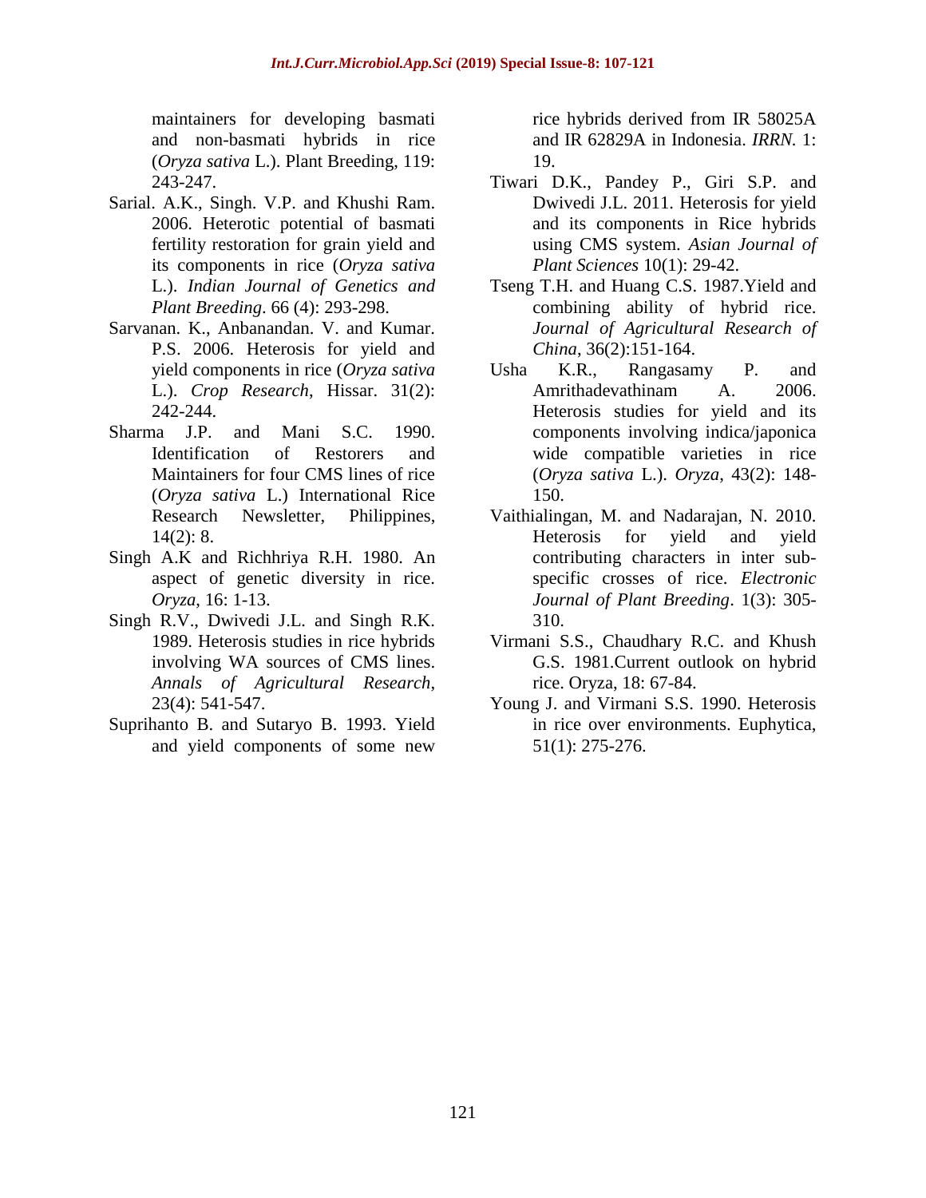maintainers for developing basmati and non-basmati hybrids in rice (*Oryza sativa* L.). Plant Breeding, 119: 243-247.

Sarial. A.K., Singh. V.P. and Khushi Ram. 2006. Heterotic potential of basmati fertility restoration for grain yield and its components in rice (*Oryza sativa* L.). *Indian Journal of Genetics and Plant Breeding*. 66 (4): 293-298.

Sarvanan. K., Anbanandan. V. and Kumar. P.S. 2006. Heterosis for yield and yield components in rice (*Oryza sativa* L.). *Crop Research*, Hissar. 31(2): 242-244.

Sharma J.P. and Mani S.C. 1990. Identification of Restorers and Maintainers for four CMS lines of rice (*Oryza sativa* L.) International Rice Research Newsletter, Philippines, 14(2): 8.

Singh A.K and Richhriya R.H. 1980. An aspect of genetic diversity in rice. *Oryza*, 16: 1-13.

Singh R.V., Dwivedi J.L. and Singh R.K. 1989. Heterosis studies in rice hybrids involving WA sources of CMS lines. *Annals of Agricultural Research*, 23(4): 541-547.

Suprihanto B. and Sutaryo B. 1993. Yield and yield components of some new rice hybrids derived from IR 58025A and IR 62829A in Indonesia. *IRRN.* 1: 19.

Tiwari D.K., Pandey P., Giri S.P. and Dwivedi J.L. 2011. Heterosis for yield and its components in Rice hybrids using CMS system. *Asian Journal of Plant Sciences* 10(1): 29-42.

Tseng T.H. and Huang C.S. 1987.Yield and combining ability of hybrid rice. *Journal of Agricultural Research of China*, 36(2):151-164.

Usha K.R., Rangasamy P. and Amrithadevathinam A. 2006. Heterosis studies for yield and its components involving indica/japonica wide compatible varieties in rice (*Oryza sativa* L.). *Oryza*, 43(2): 148-150.

Vaithialingan, M. and Nadarajan, N. 2010. Heterosis for yield and yield contributing characters in inter sub-specific crosses of rice. *Electronic Journal of Plant Breeding*. 1(3): 305-310.

Virmani S.S., Chaudhary R.C. and Khush G.S. 1981.Current outlook on hybrid rice. Oryza, 18: 67-84.

Young J. and Virmani S.S. 1990. Heterosis in rice over environments. Euphytica, 51(1): 275-276.